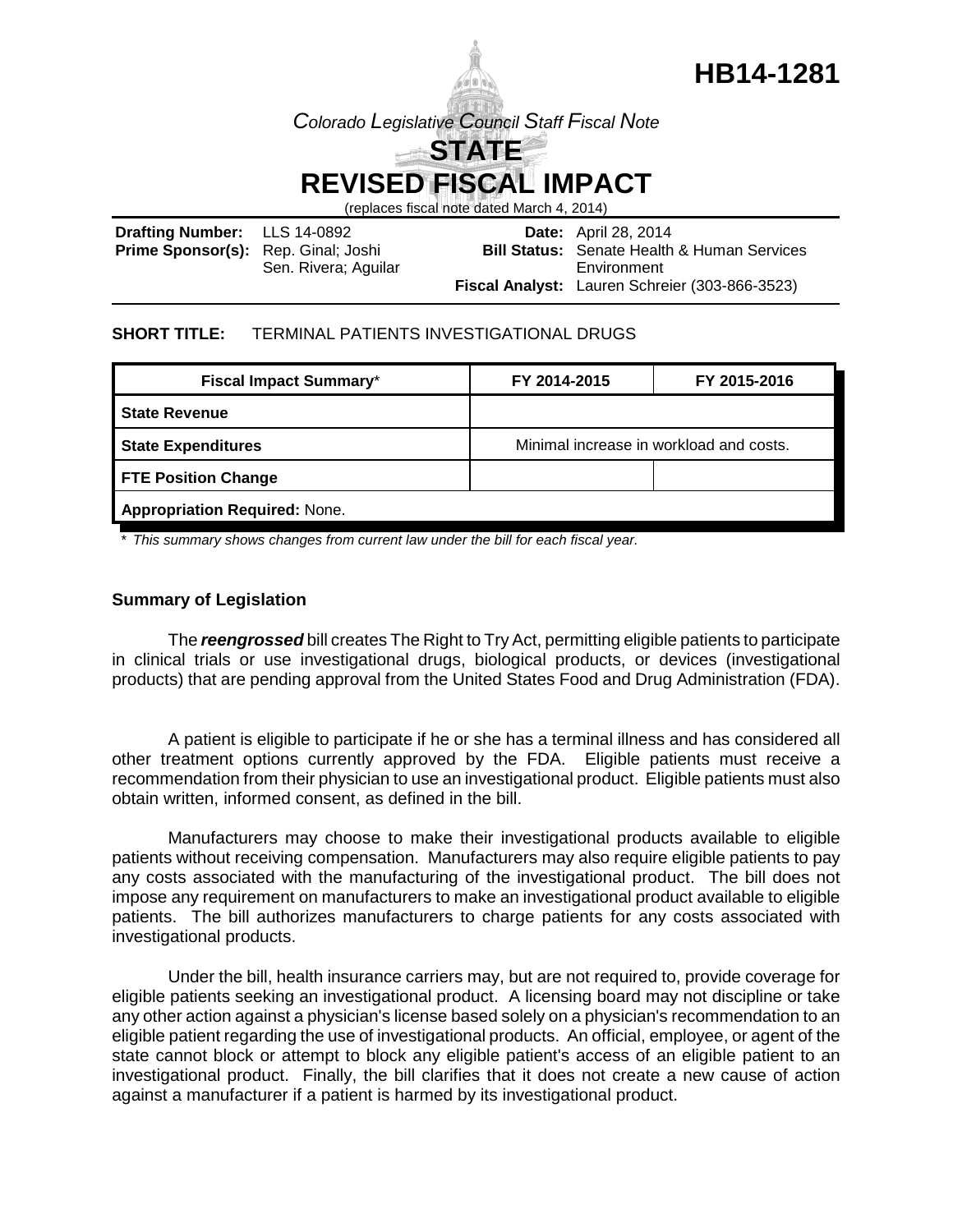# HB14-1281

*Colorado Legislative Council Staff Fiscal Note*

## STATE
## REVISED FISCAL IMPACT

(replaces fiscal note dated March 4, 2014)

**Drafting Number:** LLS 14-0892
**Prime Sponsor(s):** Rep. Ginal; Joshi
Sen. Rivera; Aguilar

**Date:** April 28, 2014
**Bill Status:** Senate Health & Human Services Environment
**Fiscal Analyst:** Lauren Schreier (303-866-3523)

**SHORT TITLE:** TERMINAL PATIENTS INVESTIGATIONAL DRUGS

| Fiscal Impact Summary* | FY 2014-2015 | FY 2015-2016 |
|---|---|---|
| **State Revenue** | | |
| **State Expenditures** | Minimal increase in workload and costs. | |
| **FTE Position Change** | | |
| **Appropriation Required:** None. | | |

*\* This summary shows changes from current law under the bill for each fiscal year.*

### Summary of Legislation

The ***reengrossed*** bill creates The Right to Try Act, permitting eligible patients to participate in clinical trials or use investigational drugs, biological products, or devices (investigational products) that are pending approval from the United States Food and Drug Administration (FDA).

A patient is eligible to participate if he or she has a terminal illness and has considered all other treatment options currently approved by the FDA. Eligible patients must receive a recommendation from their physician to use an investigational product. Eligible patients must also obtain written, informed consent, as defined in the bill.

Manufacturers may choose to make their investigational products available to eligible patients without receiving compensation. Manufacturers may also require eligible patients to pay any costs associated with the manufacturing of the investigational product. The bill does not impose any requirement on manufacturers to make an investigational product available to eligible patients. The bill authorizes manufacturers to charge patients for any costs associated with investigational products.

Under the bill, health insurance carriers may, but are not required to, provide coverage for eligible patients seeking an investigational product. A licensing board may not discipline or take any other action against a physician's license based solely on a physician's recommendation to an eligible patient regarding the use of investigational products. An official, employee, or agent of the state cannot block or attempt to block any eligible patient's access of an eligible patient to an investigational product. Finally, the bill clarifies that it does not create a new cause of action against a manufacturer if a patient is harmed by its investigational product.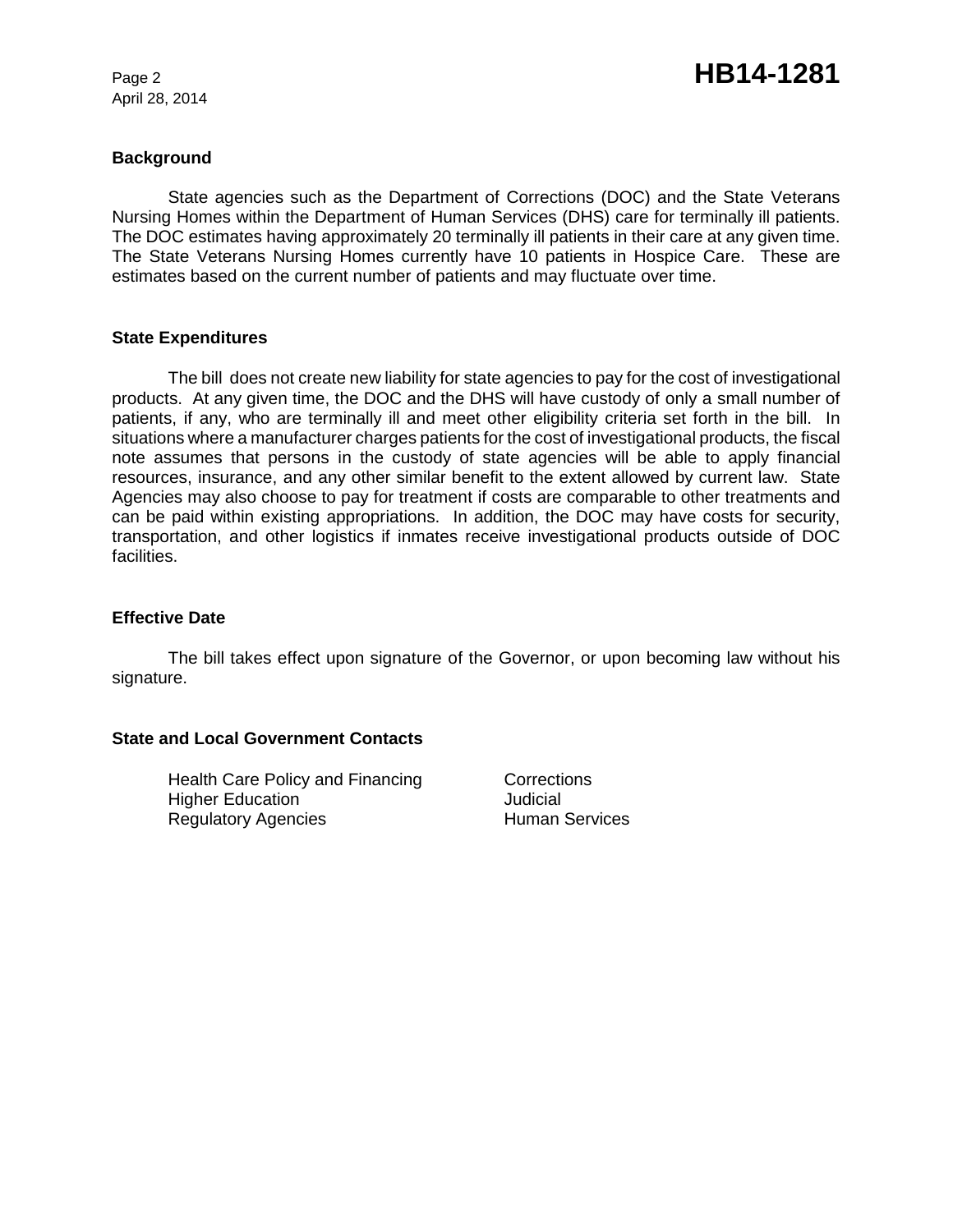## Background

State agencies such as the Department of Corrections (DOC) and the State Veterans Nursing Homes within the Department of Human Services (DHS) care for terminally ill patients. The DOC estimates having approximately 20 terminally ill patients in their care at any given time. The State Veterans Nursing Homes currently have 10 patients in Hospice Care. These are estimates based on the current number of patients and may fluctuate over time.

## State Expenditures

The bill does not create new liability for state agencies to pay for the cost of investigational products. At any given time, the DOC and the DHS will have custody of only a small number of patients, if any, who are terminally ill and meet other eligibility criteria set forth in the bill. In situations where a manufacturer charges patients for the cost of investigational products, the fiscal note assumes that persons in the custody of state agencies will be able to apply financial resources, insurance, and any other similar benefit to the extent allowed by current law. State Agencies may also choose to pay for treatment if costs are comparable to other treatments and can be paid within existing appropriations. In addition, the DOC may have costs for security, transportation, and other logistics if inmates receive investigational products outside of DOC facilities.

## Effective Date

The bill takes effect upon signature of the Governor, or upon becoming law without his signature.

## State and Local Government Contacts

| | |
|---|---|
| Health Care Policy and Financing | Corrections |
| Higher Education | Judicial |
| Regulatory Agencies | Human Services |